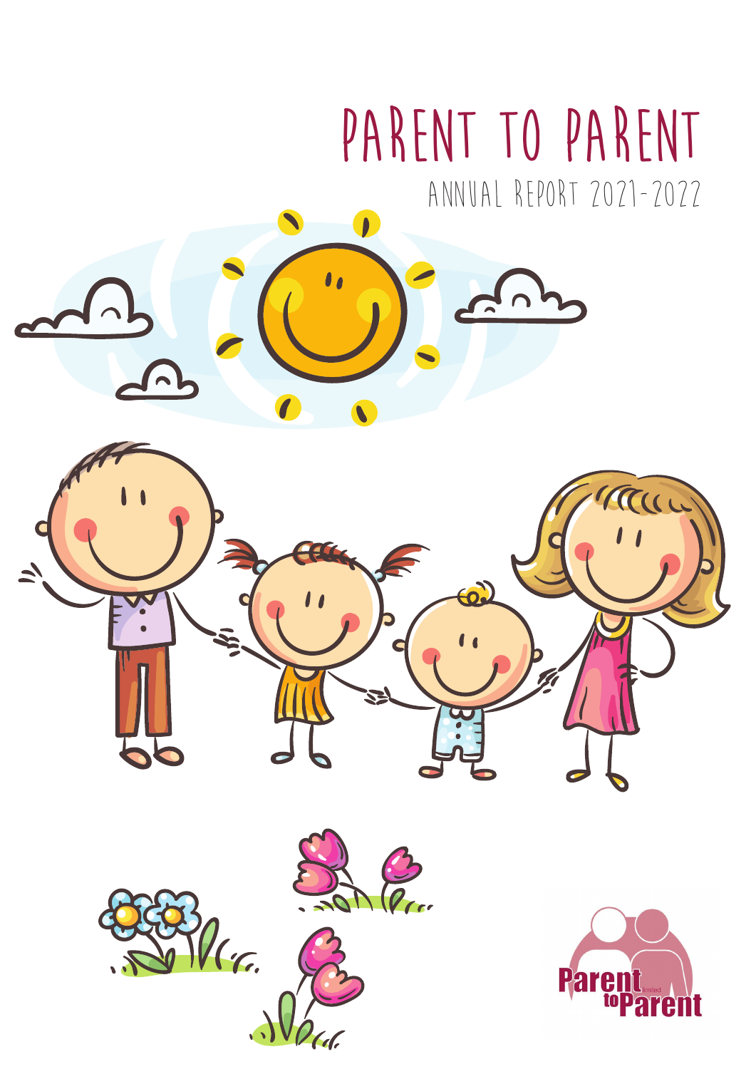# PARENT TO PARENT

## ANNUAL REPORT 2021-2022

Parent to Parent limited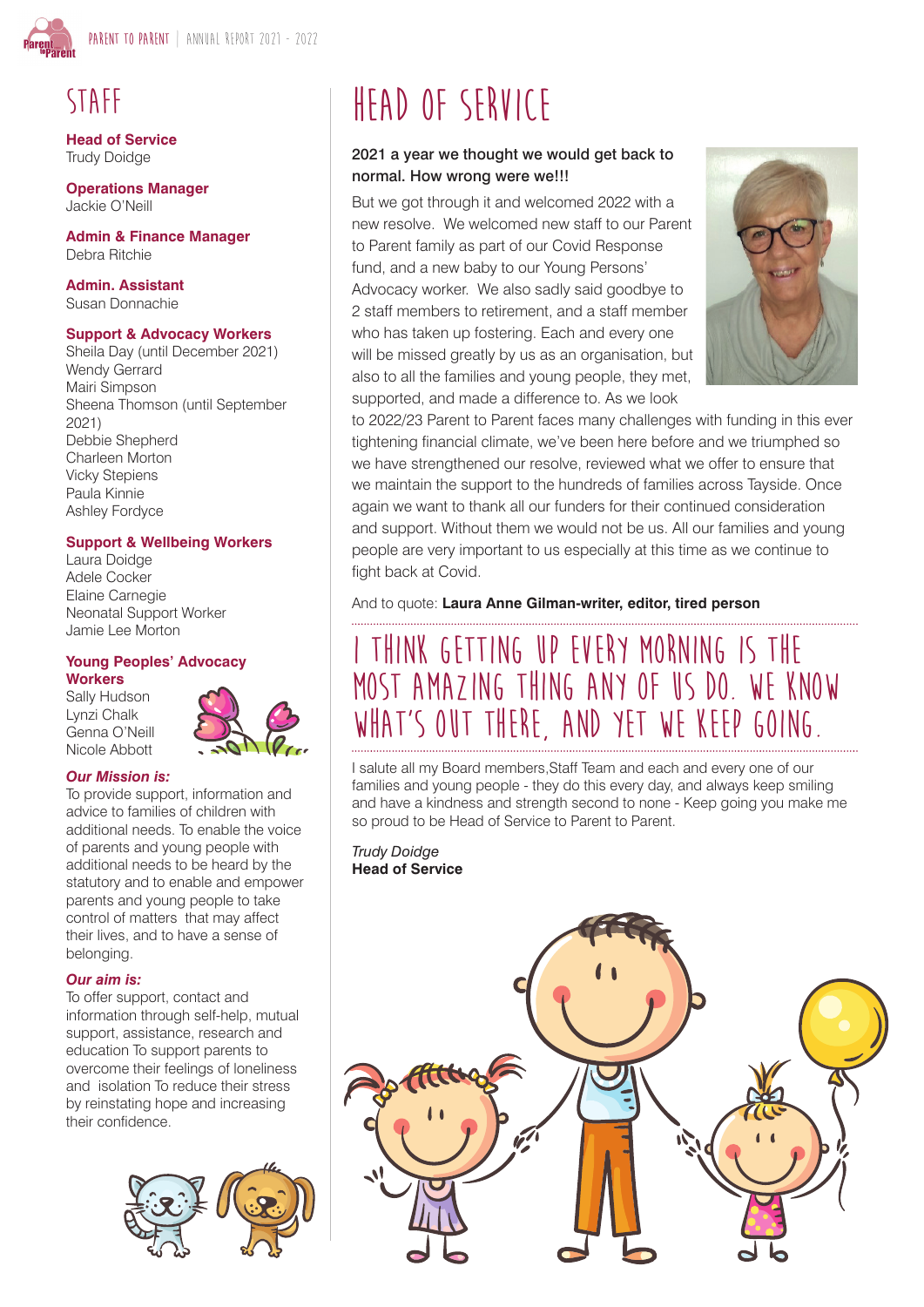## STAFF

**Head of Service**
Trudy Doidge

**Operations Manager**
Jackie O'Neill

**Admin & Finance Manager**
Debra Ritchie

**Admin. Assistant**
Susan Donnachie

**Support & Advocacy Workers**
Sheila Day (until December 2021)
Wendy Gerrard
Mairi Simpson
Sheena Thomson (until September 2021)
Debbie Shepherd
Charleen Morton
Vicky Stepiens
Paula Kinnie
Ashley Fordyce

**Support & Wellbeing Workers**
Laura Doidge
Adele Cocker
Elaine Carnegie
Neonatal Support Worker
Jamie Lee Morton

**Young Peoples' Advocacy Workers**
Sally Hudson
Lynzi Chalk
Genna O'Neill
Nicole Abbott

***Our Mission is:***
To provide support, information and advice to families of children with additional needs. To enable the voice of parents and young people with additional needs to be heard by the statutory and to enable and empower parents and young people to take control of matters that may affect their lives, and to have a sense of belonging.

***Our aim is:***
To offer support, contact and information through self-help, mutual support, assistance, research and education To support parents to overcome their feelings of loneliness and isolation To reduce their stress by reinstating hope and increasing their confidence.

## HEAD OF SERVICE

**2021 a year we thought we would get back to normal. How wrong were we!!!**

But we got through it and welcomed 2022 with a new resolve. We welcomed new staff to our Parent to Parent family as part of our Covid Response fund, and a new baby to our Young Persons' Advocacy worker. We also sadly said goodbye to 2 staff members to retirement, and a staff member who has taken up fostering. Each and every one will be missed greatly by us as an organisation, but also to all the families and young people, they met, supported, and made a difference to. As we look to 2022/23 Parent to Parent faces many challenges with funding in this ever tightening financial climate, we've been here before and we triumphed so we have strengthened our resolve, reviewed what we offer to ensure that we maintain the support to the hundreds of families across Tayside. Once again we want to thank all our funders for their continued consideration and support. Without them we would not be us. All our families and young people are very important to us especially at this time as we continue to fight back at Covid.

And to quote: **Laura Anne Gilman-writer, editor, tired person**

> I THINK GETTING UP EVERY MORNING IS THE MOST AMAZING THING ANY OF US DO. WE KNOW WHAT'S OUT THERE, AND YET WE KEEP GOING.

I salute all my Board members,Staff Team and each and every one of our families and young people - they do this every day, and always keep smiling and have a kindness and strength second to none - Keep going you make me so proud to be Head of Service to Parent to Parent.

*Trudy Doidge*
**Head of Service**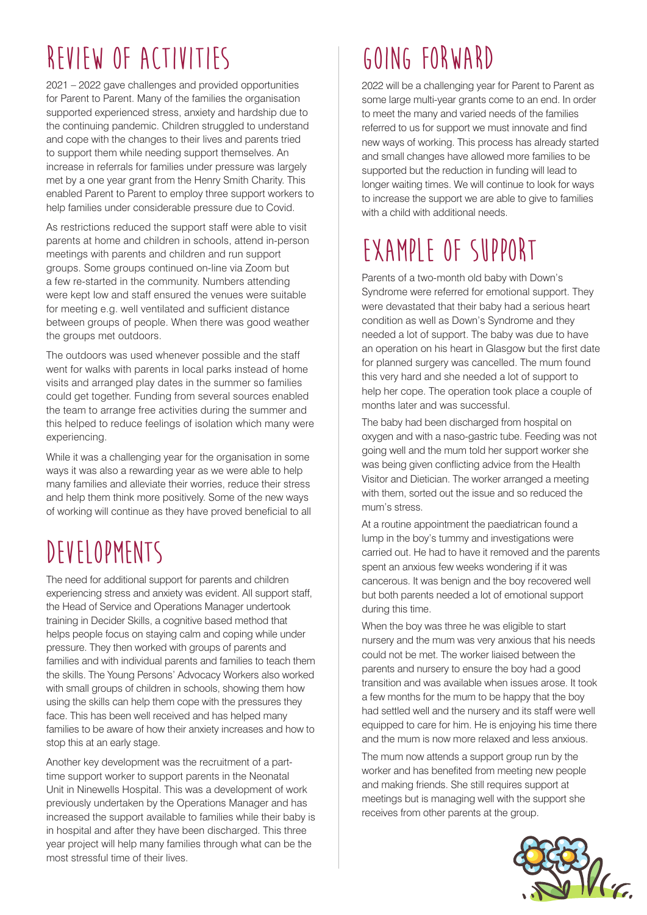# Review of Activities

2021 – 2022 gave challenges and provided opportunities for Parent to Parent. Many of the families the organisation supported experienced stress, anxiety and hardship due to the continuing pandemic. Children struggled to understand and cope with the changes to their lives and parents tried to support them while needing support themselves. An increase in referrals for families under pressure was largely met by a one year grant from the Henry Smith Charity. This enabled Parent to Parent to employ three support workers to help families under considerable pressure due to Covid.

As restrictions reduced the support staff were able to visit parents at home and children in schools, attend in-person meetings with parents and children and run support groups. Some groups continued on-line via Zoom but a few re-started in the community. Numbers attending were kept low and staff ensured the venues were suitable for meeting e.g. well ventilated and sufficient distance between groups of people. When there was good weather the groups met outdoors.

The outdoors was used whenever possible and the staff went for walks with parents in local parks instead of home visits and arranged play dates in the summer so families could get together. Funding from several sources enabled the team to arrange free activities during the summer and this helped to reduce feelings of isolation which many were experiencing.

While it was a challenging year for the organisation in some ways it was also a rewarding year as we were able to help many families and alleviate their worries, reduce their stress and help them think more positively. Some of the new ways of working will continue as they have proved beneficial to all

# Developments

The need for additional support for parents and children experiencing stress and anxiety was evident. All support staff, the Head of Service and Operations Manager undertook training in Decider Skills, a cognitive based method that helps people focus on staying calm and coping while under pressure. They then worked with groups of parents and families and with individual parents and families to teach them the skills. The Young Persons' Advocacy Workers also worked with small groups of children in schools, showing them how using the skills can help them cope with the pressures they face. This has been well received and has helped many families to be aware of how their anxiety increases and how to stop this at an early stage.

Another key development was the recruitment of a part-time support worker to support parents in the Neonatal Unit in Ninewells Hospital. This was a development of work previously undertaken by the Operations Manager and has increased the support available to families while their baby is in hospital and after they have been discharged. This three year project will help many families through what can be the most stressful time of their lives.

# Going Forward

2022 will be a challenging year for Parent to Parent as some large multi-year grants come to an end. In order to meet the many and varied needs of the families referred to us for support we must innovate and find new ways of working. This process has already started and small changes have allowed more families to be supported but the reduction in funding will lead to longer waiting times. We will continue to look for ways to increase the support we are able to give to families with a child with additional needs.

# Example of Support

Parents of a two-month old baby with Down's Syndrome were referred for emotional support. They were devastated that their baby had a serious heart condition as well as Down's Syndrome and they needed a lot of support. The baby was due to have an operation on his heart in Glasgow but the first date for planned surgery was cancelled. The mum found this very hard and she needed a lot of support to help her cope. The operation took place a couple of months later and was successful.

The baby had been discharged from hospital on oxygen and with a naso-gastric tube. Feeding was not going well and the mum told her support worker she was being given conflicting advice from the Health Visitor and Dietician. The worker arranged a meeting with them, sorted out the issue and so reduced the mum's stress.

At a routine appointment the paediatrican found a lump in the boy's tummy and investigations were carried out. He had to have it removed and the parents spent an anxious few weeks wondering if it was cancerous. It was benign and the boy recovered well but both parents needed a lot of emotional support during this time.

When the boy was three he was eligible to start nursery and the mum was very anxious that his needs could not be met. The worker liaised between the parents and nursery to ensure the boy had a good transition and was available when issues arose. It took a few months for the mum to be happy that the boy had settled well and the nursery and its staff were well equipped to care for him. He is enjoying his time there and the mum is now more relaxed and less anxious.

The mum now attends a support group run by the worker and has benefited from meeting new people and making friends. She still requires support at meetings but is managing well with the support she receives from other parents at the group.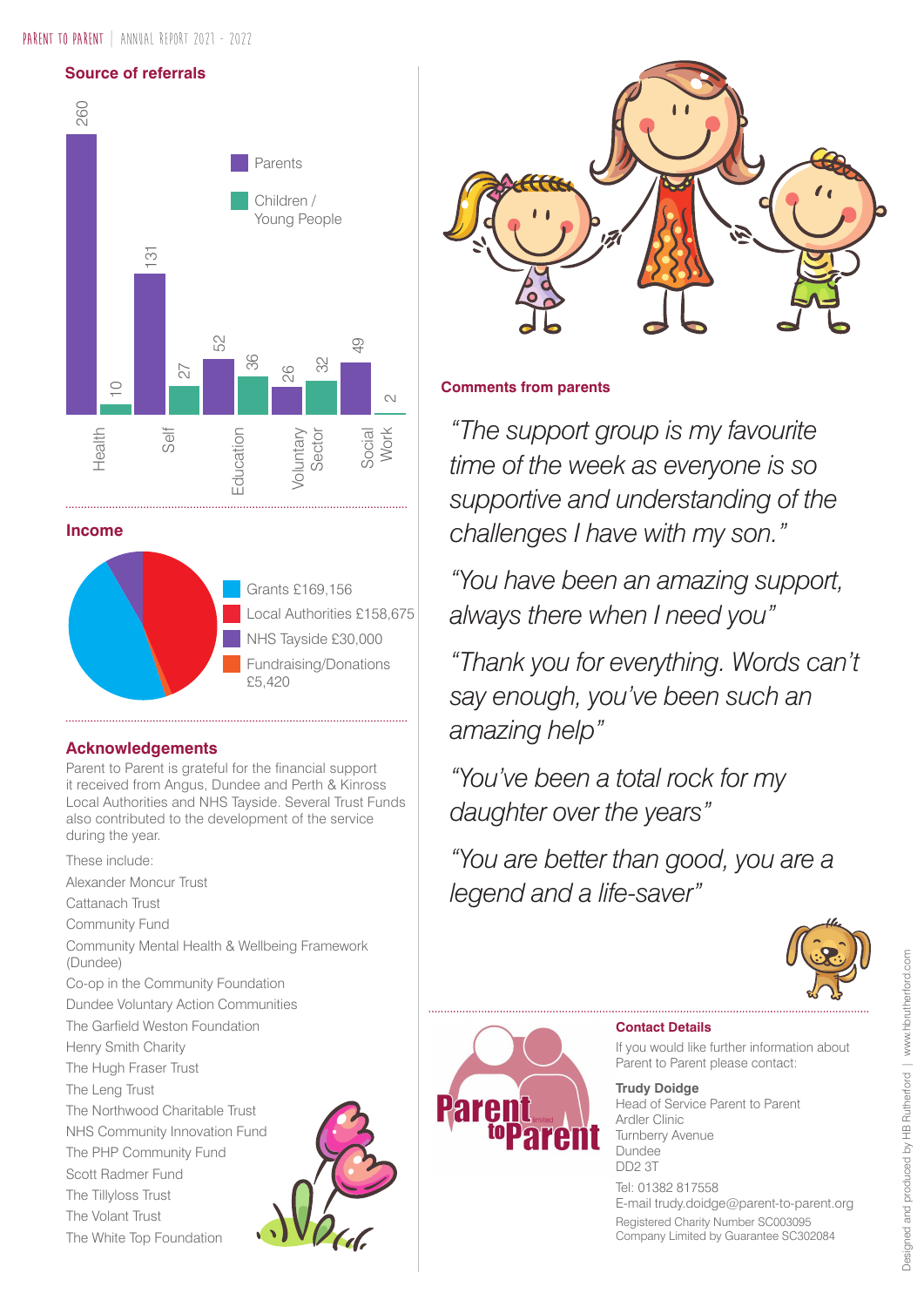## Source of referrals

Parents
Children / Young People

Health: 260, 10
Self: 131, 27
Education: 52, 36
Voluntary Sector: 26, 32
Social Work: 49, 2

## Income

Grants £169,156
Local Authorities £158,675
NHS Tayside £30,000
Fundraising/Donations £5,420

## Acknowledgements

Parent to Parent is grateful for the financial support it received from Angus, Dundee and Perth & Kinross Local Authorities and NHS Tayside. Several Trust Funds also contributed to the development of the service during the year.

These include:

Alexander Moncur Trust
Cattanach Trust
Community Fund
Community Mental Health & Wellbeing Framework (Dundee)
Co-op in the Community Foundation
Dundee Voluntary Action Communities
The Garfield Weston Foundation
Henry Smith Charity
The Hugh Fraser Trust
The Leng Trust
The Northwood Charitable Trust
NHS Community Innovation Fund
The PHP Community Fund
Scott Radmer Fund
The Tillyloss Trust
The Volant Trust
The White Top Foundation

## Comments from parents

*"The support group is my favourite time of the week as everyone is so supportive and understanding of the challenges I have with my son."*

*"You have been an amazing support, always there when I need you"*

*"Thank you for everything. Words can't say enough, you've been such an amazing help"*

*"You've been a total rock for my daughter over the years"*

*"You are better than good, you are a legend and a life-saver"*

## Contact Details

If you would like further information about Parent to Parent please contact:

**Trudy Doidge**
Head of Service Parent to Parent
Ardler Clinic
Turnberry Avenue
Dundee
DD2 3T

Tel: 01382 817558
E-mail trudy.doidge@parent-to-parent.org

Registered Charity Number SC003095
Company Limited by Guarantee SC302084

Designed and produced by HB Rutherford | www.hbrutherford.com